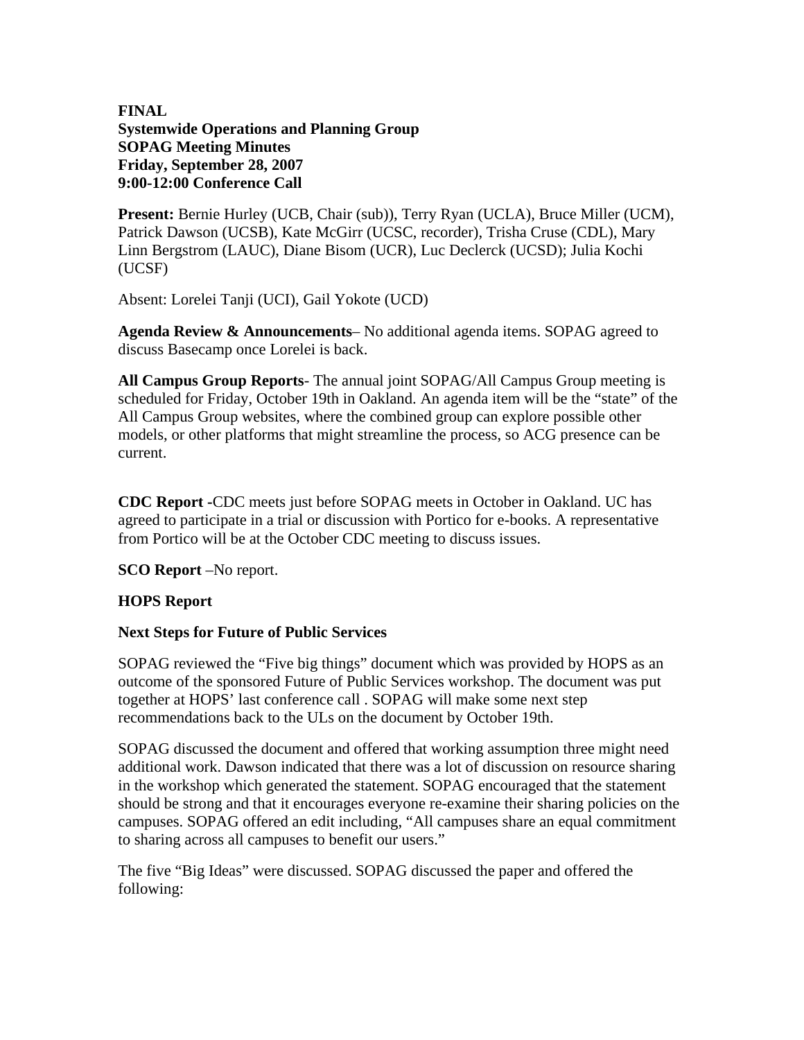**FINAL**
**Systemwide Operations and Planning Group**
**SOPAG Meeting Minutes**
**Friday, September 28, 2007**
**9:00-12:00 Conference Call**

**Present:** Bernie Hurley (UCB, Chair (sub)), Terry Ryan (UCLA), Bruce Miller (UCM), Patrick Dawson (UCSB), Kate McGirr (UCSC, recorder), Trisha Cruse (CDL), Mary Linn Bergstrom (LAUC), Diane Bisom (UCR), Luc Declerck (UCSD); Julia Kochi (UCSF)

Absent: Lorelei Tanji (UCI), Gail Yokote (UCD)

**Agenda Review & Announcements**– No additional agenda items. SOPAG agreed to discuss Basecamp once Lorelei is back.

**All Campus Group Reports**- The annual joint SOPAG/All Campus Group meeting is scheduled for Friday, October 19th in Oakland. An agenda item will be the "state" of the All Campus Group websites, where the combined group can explore possible other models, or other platforms that might streamline the process, so ACG presence can be current.

**CDC Report -**CDC meets just before SOPAG meets in October in Oakland. UC has agreed to participate in a trial or discussion with Portico for e-books. A representative from Portico will be at the October CDC meeting to discuss issues.

**SCO Report** –No report.

**HOPS Report**

**Next Steps for Future of Public Services**

SOPAG reviewed the "Five big things" document which was provided by HOPS as an outcome of the sponsored Future of Public Services workshop. The document was put together at HOPS' last conference call . SOPAG will make some next step recommendations back to the ULs on the document by October 19th.

SOPAG discussed the document and offered that working assumption three might need additional work. Dawson indicated that there was a lot of discussion on resource sharing in the workshop which generated the statement. SOPAG encouraged that the statement should be strong and that it encourages everyone re-examine their sharing policies on the campuses. SOPAG offered an edit including, "All campuses share an equal commitment to sharing across all campuses to benefit our users."

The five "Big Ideas" were discussed. SOPAG discussed the paper and offered the following: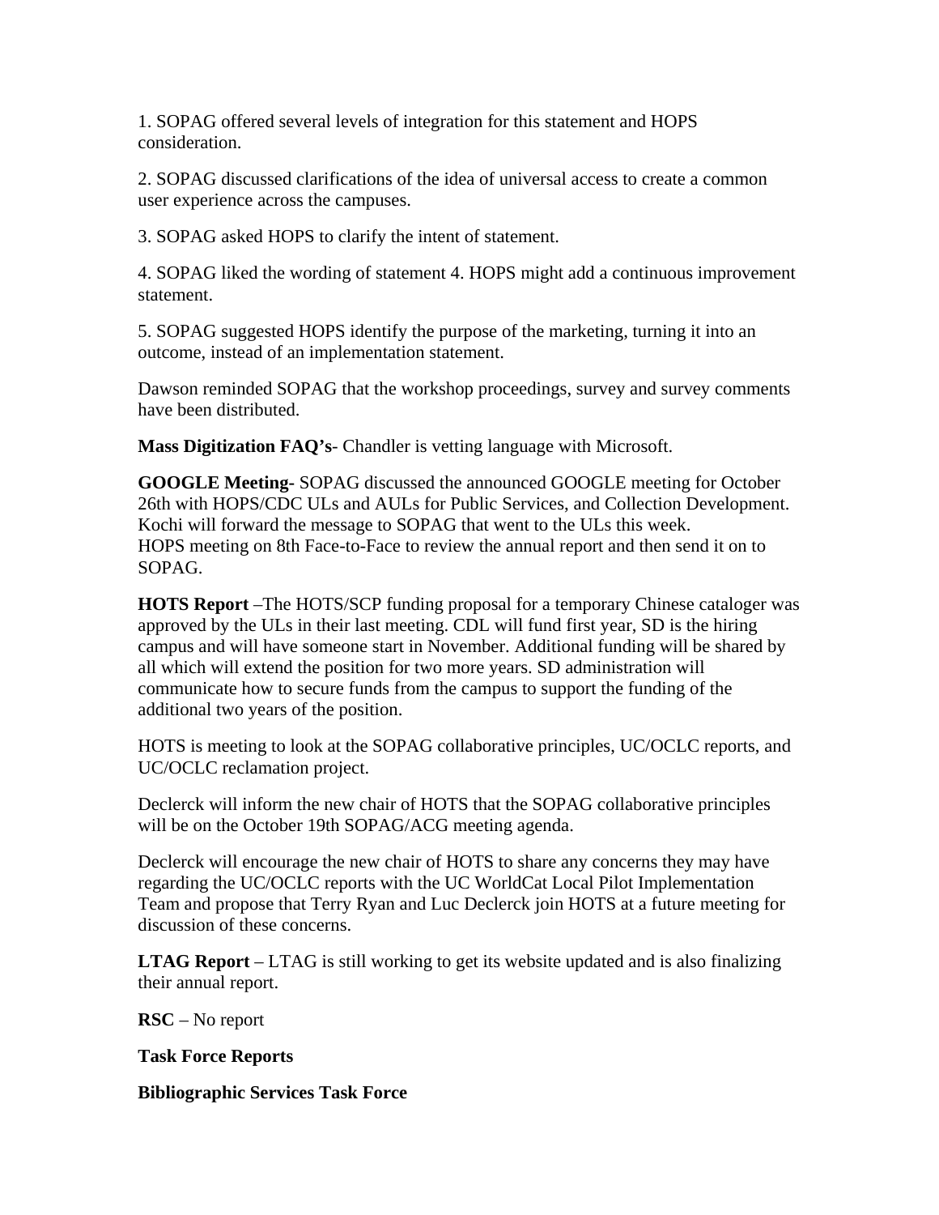1. SOPAG offered several levels of integration for this statement and HOPS consideration.

2. SOPAG discussed clarifications of the idea of universal access to create a common user experience across the campuses.

3. SOPAG asked HOPS to clarify the intent of statement.

4. SOPAG liked the wording of statement 4. HOPS might add a continuous improvement statement.

5. SOPAG suggested HOPS identify the purpose of the marketing, turning it into an outcome, instead of an implementation statement.

Dawson reminded SOPAG that the workshop proceedings, survey and survey comments have been distributed.

**Mass Digitization FAQ's**- Chandler is vetting language with Microsoft.

**GOOGLE Meeting-** SOPAG discussed the announced GOOGLE meeting for October 26th with HOPS/CDC ULs and AULs for Public Services, and Collection Development. Kochi will forward the message to SOPAG that went to the ULs this week.
HOPS meeting on 8th Face-to-Face to review the annual report and then send it on to SOPAG.

**HOTS Report** –The HOTS/SCP funding proposal for a temporary Chinese cataloger was approved by the ULs in their last meeting. CDL will fund first year, SD is the hiring campus and will have someone start in November. Additional funding will be shared by all which will extend the position for two more years. SD administration will communicate how to secure funds from the campus to support the funding of the additional two years of the position.

HOTS is meeting to look at the SOPAG collaborative principles, UC/OCLC reports, and UC/OCLC reclamation project.

Declerck will inform the new chair of HOTS that the SOPAG collaborative principles will be on the October 19th SOPAG/ACG meeting agenda.

Declerck will encourage the new chair of HOTS to share any concerns they may have regarding the UC/OCLC reports with the UC WorldCat Local Pilot Implementation Team and propose that Terry Ryan and Luc Declerck join HOTS at a future meeting for discussion of these concerns.

**LTAG Report** – LTAG is still working to get its website updated and is also finalizing their annual report.

**RSC** – No report

**Task Force Reports**

**Bibliographic Services Task Force**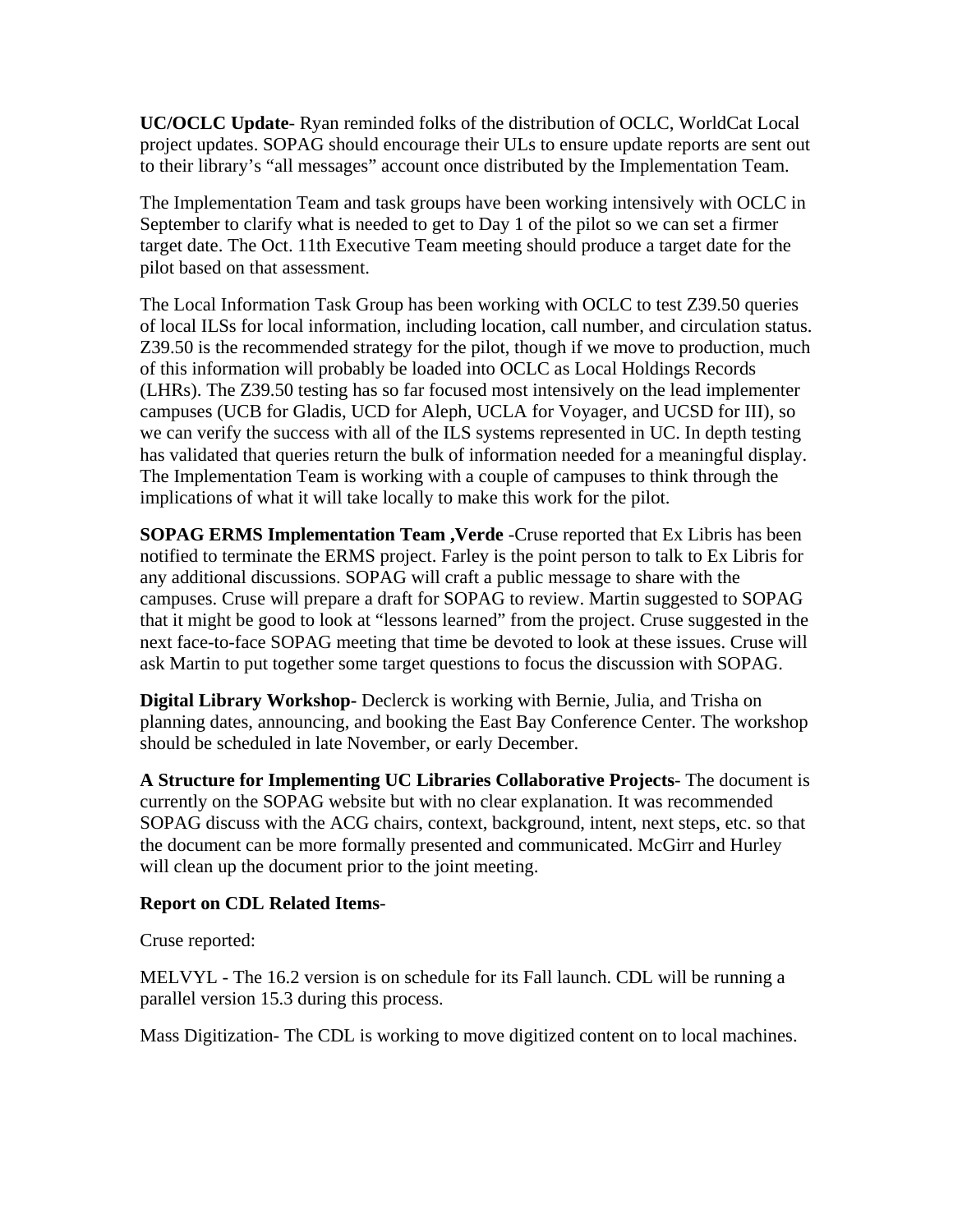**UC/OCLC Update**- Ryan reminded folks of the distribution of OCLC, WorldCat Local project updates. SOPAG should encourage their ULs to ensure update reports are sent out to their library's "all messages" account once distributed by the Implementation Team.

The Implementation Team and task groups have been working intensively with OCLC in September to clarify what is needed to get to Day 1 of the pilot so we can set a firmer target date. The Oct. 11th Executive Team meeting should produce a target date for the pilot based on that assessment.

The Local Information Task Group has been working with OCLC to test Z39.50 queries of local ILSs for local information, including location, call number, and circulation status. Z39.50 is the recommended strategy for the pilot, though if we move to production, much of this information will probably be loaded into OCLC as Local Holdings Records (LHRs). The Z39.50 testing has so far focused most intensively on the lead implementer campuses (UCB for Gladis, UCD for Aleph, UCLA for Voyager, and UCSD for III), so we can verify the success with all of the ILS systems represented in UC. In depth testing has validated that queries return the bulk of information needed for a meaningful display. The Implementation Team is working with a couple of campuses to think through the implications of what it will take locally to make this work for the pilot.

**SOPAG ERMS Implementation Team ,Verde** -Cruse reported that Ex Libris has been notified to terminate the ERMS project. Farley is the point person to talk to Ex Libris for any additional discussions. SOPAG will craft a public message to share with the campuses. Cruse will prepare a draft for SOPAG to review. Martin suggested to SOPAG that it might be good to look at "lessons learned" from the project. Cruse suggested in the next face-to-face SOPAG meeting that time be devoted to look at these issues. Cruse will ask Martin to put together some target questions to focus the discussion with SOPAG.

**Digital Library Workshop**- Declerck is working with Bernie, Julia, and Trisha on planning dates, announcing, and booking the East Bay Conference Center. The workshop should be scheduled in late November, or early December.

**A Structure for Implementing UC Libraries Collaborative Projects**- The document is currently on the SOPAG website but with no clear explanation. It was recommended SOPAG discuss with the ACG chairs, context, background, intent, next steps, etc. so that the document can be more formally presented and communicated. McGirr and Hurley will clean up the document prior to the joint meeting.

**Report on CDL Related Items**-

Cruse reported:

MELVYL - The 16.2 version is on schedule for its Fall launch. CDL will be running a parallel version 15.3 during this process.

Mass Digitization- The CDL is working to move digitized content on to local machines.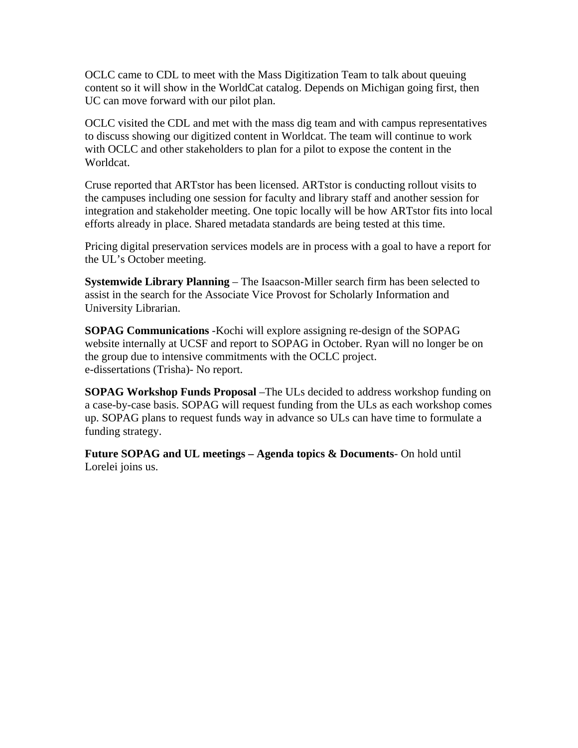OCLC came to CDL to meet with the Mass Digitization Team to talk about queuing content so it will show in the WorldCat catalog. Depends on Michigan going first, then UC can move forward with our pilot plan.

OCLC visited the CDL and met with the mass dig team and with campus representatives to discuss showing our digitized content in Worldcat. The team will continue to work with OCLC and other stakeholders to plan for a pilot to expose the content in the Worldcat.

Cruse reported that ARTstor has been licensed. ARTstor is conducting rollout visits to the campuses including one session for faculty and library staff and another session for integration and stakeholder meeting. One topic locally will be how ARTstor fits into local efforts already in place. Shared metadata standards are being tested at this time.

Pricing digital preservation services models are in process with a goal to have a report for the UL's October meeting.

**Systemwide Library Planning** – The Isaacson-Miller search firm has been selected to assist in the search for the Associate Vice Provost for Scholarly Information and University Librarian.

**SOPAG Communications** -Kochi will explore assigning re-design of the SOPAG website internally at UCSF and report to SOPAG in October. Ryan will no longer be on the group due to intensive commitments with the OCLC project.
e-dissertations (Trisha)- No report.

**SOPAG Workshop Funds Proposal** –The ULs decided to address workshop funding on a case-by-case basis. SOPAG will request funding from the ULs as each workshop comes up. SOPAG plans to request funds way in advance so ULs can have time to formulate a funding strategy.

**Future SOPAG and UL meetings – Agenda topics & Documents**- On hold until Lorelei joins us.